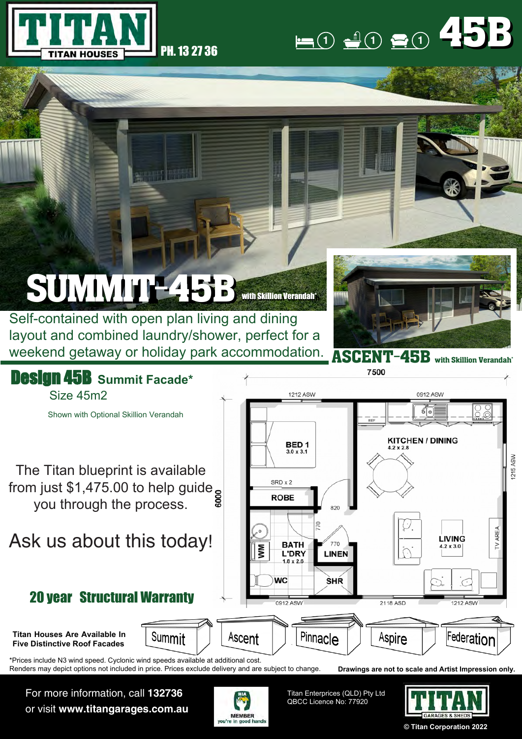# TITAN

TITAN HOUSES

PH. 13 27 36

1 1 1 **45B**

# SUMMIT-45B with Skillion Verandah*

Self-contained with open plan living and dining layout and combined laundry/shower, perfect for a weekend getaway or holiday park accommodation.

## ASCENT-45B with Skillion Verandah*

## Design 45B Summit Facade*

Size 45m2

Shown with Optional Skillion Verandah

The Titan blueprint is available from just $1,475.00 to help guide you through the process.

Ask us about this today!

**20 year Structural Warranty**

7500

6000

1212 ASW

0912 ASW

REF

BED 1
3.0 x 3.1

KITCHEN / DINING
4.2 x 2.8

1215 ASW

SRD x 2

ROBE

820

770

WM

BATH L'DRY
1.8 x 2.6

770

LINEN

LIVING
4.2 x 3.0

TV AREA

WC

SHR

0912 ASW

2118 ASD

1212 ASW

**Titan Houses Are Available In Five Distinctive Roof Facades**

Summit | Ascent | Pinnacle | Aspire | Federation

*Prices include N3 wind speed. Cyclonic wind speeds available at additional cost.
Renders may depict options not included in price. Prices exclude delivery and are subject to change.

**Drawings are not to scale and Artist Impression only.**

For more information, call **132736**
or visit **www.titangarages.com.au**

HIA MEMBER you're in good hands

Titan Enterprises (QLD) Pty Ltd
QBCC Licence No: 77920

TITAN GARAGES & SHEDS

© Titan Corporation 2022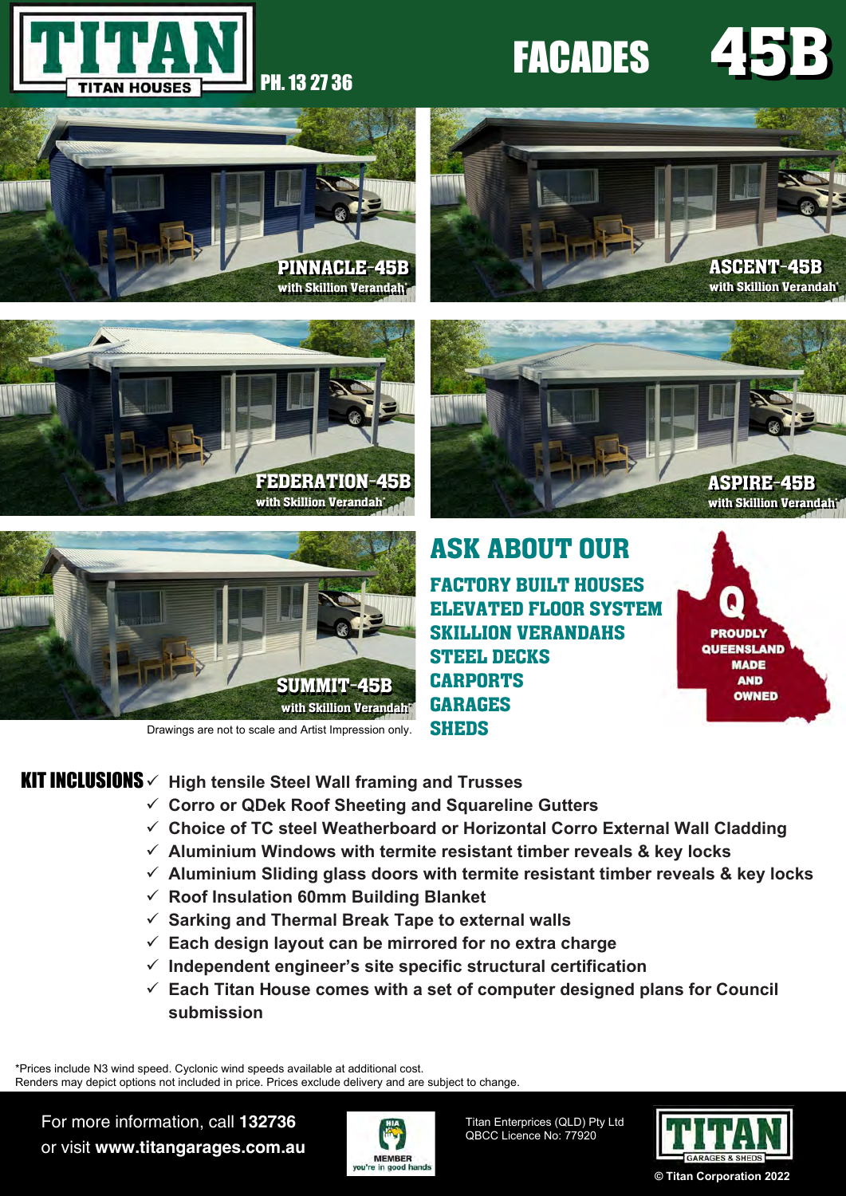# TITAN

TITAN HOUSES

PH. 13 27 36

# FACADES 45B

**PINNACLE-45B**
with Skillion Verandah*

**ASCENT-45B**
with Skillion Verandah*

**FEDERATION-45B**
with Skillion Verandah*

**ASPIRE-45B**
with Skillion Verandah*

**SUMMIT-45B**
with Skillion Verandah*

Drawings are not to scale and Artist Impression only.

## ASK ABOUT OUR

- FACTORY BUILT HOUSES
- ELEVATED FLOOR SYSTEM
- SKILLION VERANDAHS
- STEEL DECKS
- CARPORTS
- GARAGES
- SHEDS

Q PROUDLY QUEENSLAND MADE AND OWNED

## KIT INCLUSIONS

- ✓ High tensile Steel Wall framing and Trusses
- ✓ Corro or QDek Roof Sheeting and Squareline Gutters
- ✓ Choice of TC steel Weatherboard or Horizontal Corro External Wall Cladding
- ✓ Aluminium Windows with termite resistant timber reveals & key locks
- ✓ Aluminium Sliding glass doors with termite resistant timber reveals & key locks
- ✓ Roof Insulation 60mm Building Blanket
- ✓ Sarking and Thermal Break Tape to external walls
- ✓ Each design layout can be mirrored for no extra charge
- ✓ Independent engineer's site specific structural certification
- ✓ Each Titan House comes with a set of computer designed plans for Council submission

*Prices include N3 wind speed. Cyclonic wind speeds available at additional cost.
Renders may depict options not included in price. Prices exclude delivery and are subject to change.

For more information, call **132736**
or visit **www.titangarages.com.au**

HIA MEMBER you're in good hands

Titan Enterprises (QLD) Pty Ltd
QBCC Licence No: 77920

TITAN GARAGES & SHEDS

© Titan Corporation 2022